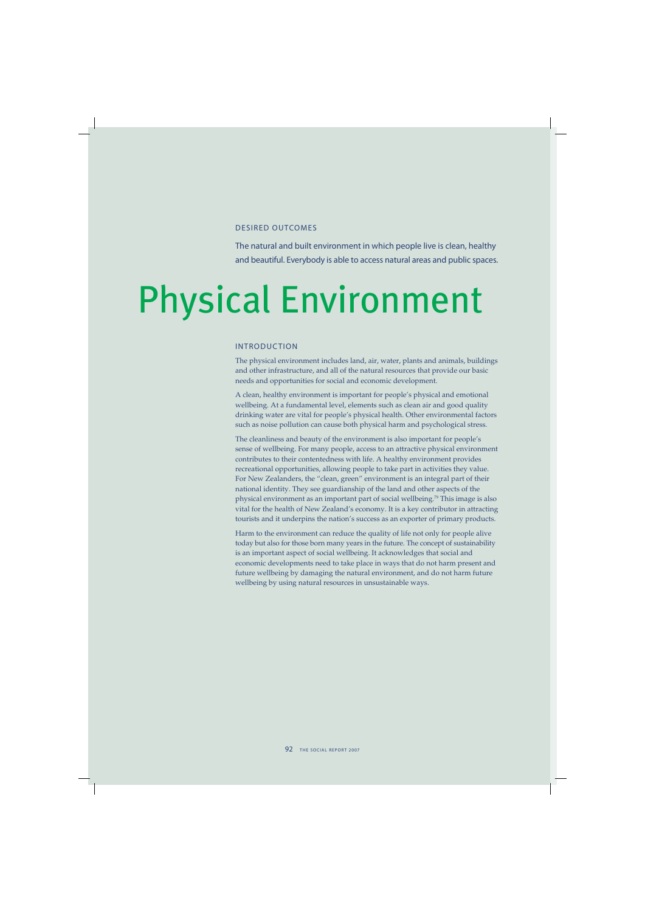## DESIRED OUTCOMES

The natural and built environment in which people live is clean, healthy and beautiful. Everybody is able to access natural areas and public spaces.

# Physical Environment

## INTRODUCTION

The physical environment includes land, air, water, plants and animals, buildings and other infrastructure, and all of the natural resources that provide our basic needs and opportunities for social and economic development.

A clean, healthy environment is important for people's physical and emotional wellbeing. At a fundamental level, elements such as clean air and good quality drinking water are vital for people's physical health. Other environmental factors such as noise pollution can cause both physical harm and psychological stress.

The cleanliness and beauty of the environment is also important for people's sense of wellbeing. For many people, access to an attractive physical environment contributes to their contentedness with life. A healthy environment provides recreational opportunities, allowing people to take part in activities they value. For New Zealanders, the "clean, green" environment is an integral part of their national identity. They see guardianship of the land and other aspects of the physical environment as an important part of social wellbeing.[79] This image is also vital for the health of New Zealand's economy. It is a key contributor in attracting tourists and it underpins the nation's success as an exporter of primary products.

Harm to the environment can reduce the quality of life not only for people alive today but also for those born many years in the future. The concept of sustainability is an important aspect of social wellbeing. It acknowledges that social and economic developments need to take place in ways that do not harm present and future wellbeing by damaging the natural environment, and do not harm future wellbeing by using natural resources in unsustainable ways.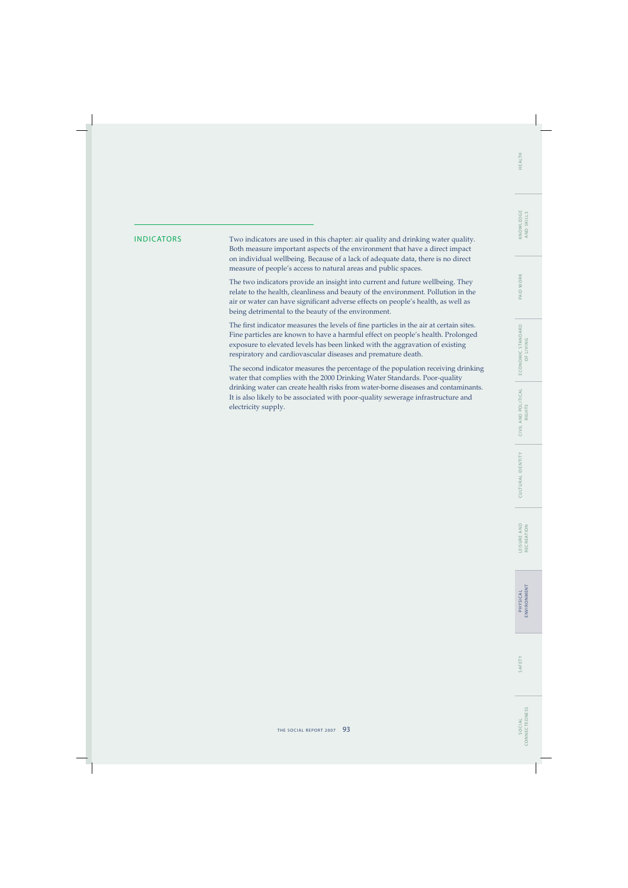## INDICATORS

Two indicators are used in this chapter: air quality and drinking water quality. Both measure important aspects of the environment that have a direct impact on individual wellbeing. Because of a lack of adequate data, there is no direct measure of people's access to natural areas and public spaces.

The two indicators provide an insight into current and future wellbeing. They relate to the health, cleanliness and beauty of the environment. Pollution in the air or water can have significant adverse effects on people's health, as well as being detrimental to the beauty of the environment.

The first indicator measures the levels of fine particles in the air at certain sites. Fine particles are known to have a harmful effect on people's health. Prolonged exposure to elevated levels has been linked with the aggravation of existing respiratory and cardiovascular diseases and premature death.

The second indicator measures the percentage of the population receiving drinking water that complies with the 2000 Drinking Water Standards. Poor-quality drinking water can create health risks from water-borne diseases and contaminants. It is also likely to be associated with poor-quality sewerage infrastructure and electricity supply.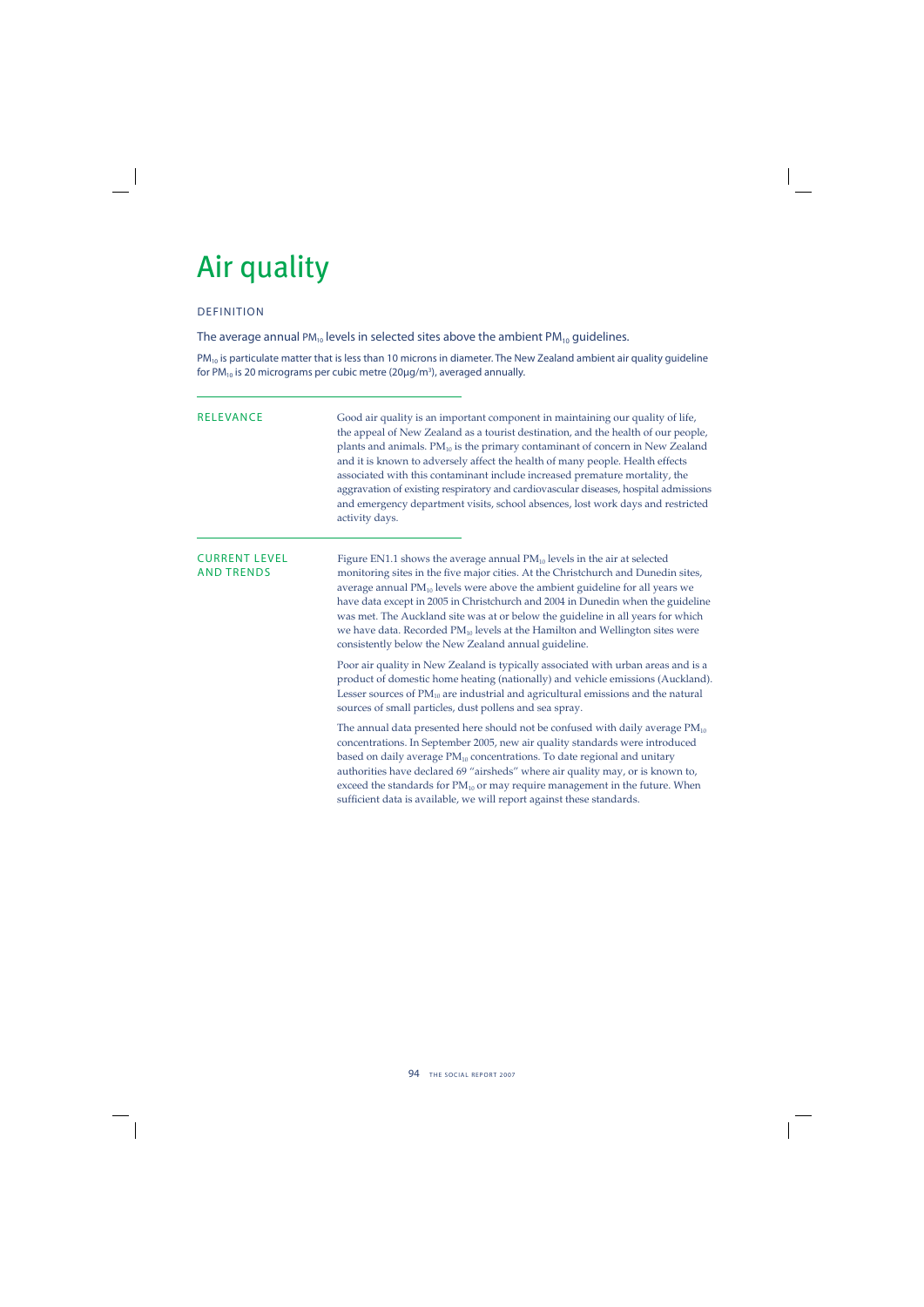# Air quality

## DEFINITION

The average annual $PM_{10}$ levels in selected sites above the ambient $PM_{10}$ guidelines.

$PM_{10}$ is particulate matter that is less than 10 microns in diameter. The New Zealand ambient air quality guideline for $PM_{10}$ is 20 micrograms per cubic metre (20µg/m$^3$), averaged annually.

## RELEVANCE

Good air quality is an important component in maintaining our quality of life, the appeal of New Zealand as a tourist destination, and the health of our people, plants and animals. $PM_{10}$ is the primary contaminant of concern in New Zealand and it is known to adversely affect the health of many people. Health effects associated with this contaminant include increased premature mortality, the aggravation of existing respiratory and cardiovascular diseases, hospital admissions and emergency department visits, school absences, lost work days and restricted activity days.

## CURRENT LEVEL AND TRENDS

Figure EN1.1 shows the average annual $PM_{10}$ levels in the air at selected monitoring sites in the five major cities. At the Christchurch and Dunedin sites, average annual $PM_{10}$ levels were above the ambient guideline for all years we have data except in 2005 in Christchurch and 2004 in Dunedin when the guideline was met. The Auckland site was at or below the guideline in all years for which we have data. Recorded $PM_{10}$ levels at the Hamilton and Wellington sites were consistently below the New Zealand annual guideline.

Poor air quality in New Zealand is typically associated with urban areas and is a product of domestic home heating (nationally) and vehicle emissions (Auckland). Lesser sources of $PM_{10}$ are industrial and agricultural emissions and the natural sources of small particles, dust pollens and sea spray.

The annual data presented here should not be confused with daily average $PM_{10}$ concentrations. In September 2005, new air quality standards were introduced based on daily average $PM_{10}$ concentrations. To date regional and unitary authorities have declared 69 "airsheds" where air quality may, or is known to, exceed the standards for $PM_{10}$ or may require management in the future. When sufficient data is available, we will report against these standards.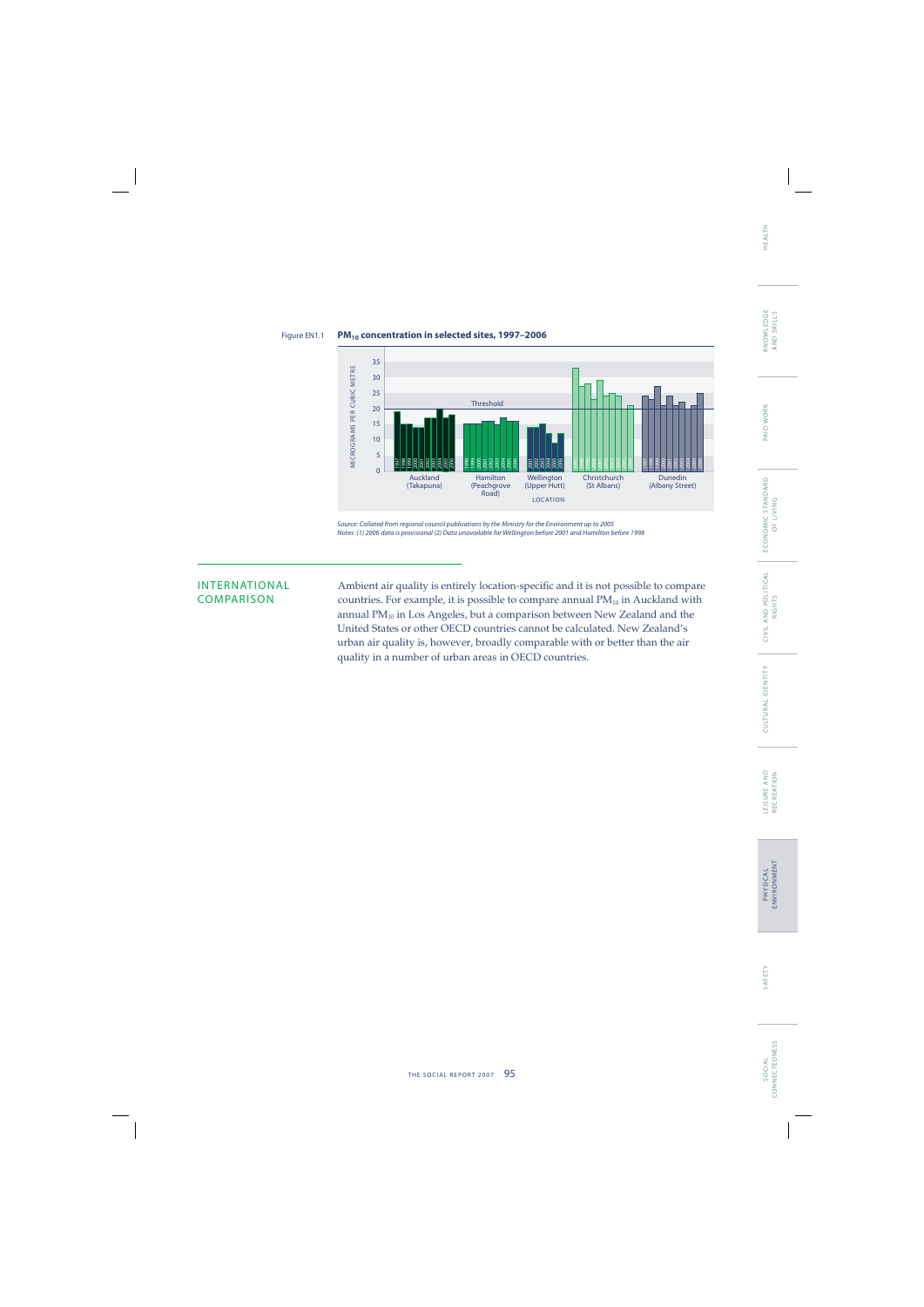Figure EN1.1 **$PM_{10}$ concentration in selected sites, 1997–2006**

*Source: Collated from regional council publications by the Ministry for the Environment up to 2005*
*Notes: (1) 2006 data is provisional (2) Data unavailable for Wellington before 2001 and Hamilton before 1998*

## INTERNATIONAL COMPARISON

Ambient air quality is entirely location-specific and it is not possible to compare countries. For example, it is possible to compare annual $PM_{10}$ in Auckland with annual $PM_{10}$ in Los Angeles, but a comparison between New Zealand and the United States or other OECD countries cannot be calculated. New Zealand's urban air quality is, however, broadly comparable with or better than the air quality in a number of urban areas in OECD countries.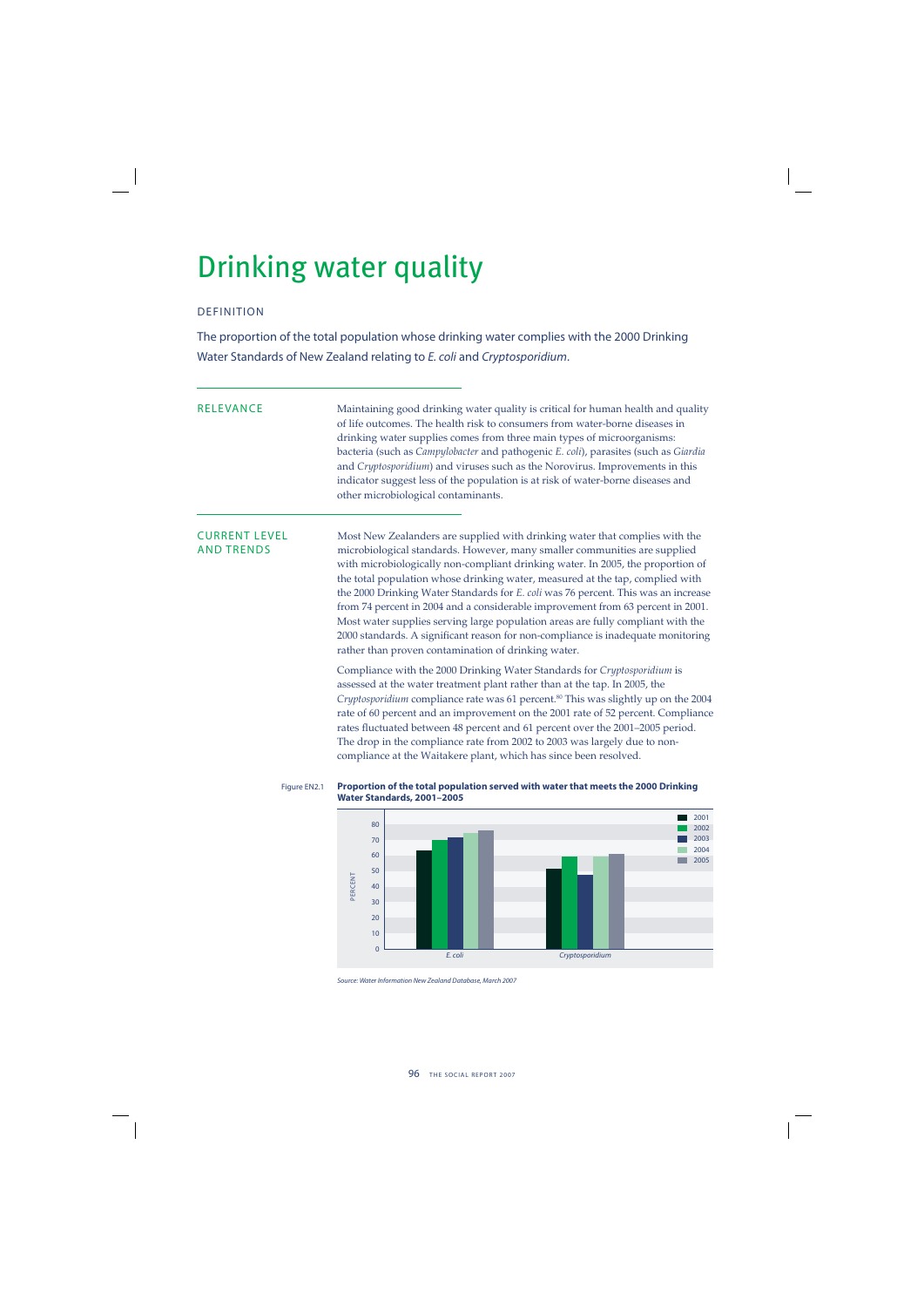# Drinking water quality

## DEFINITION

The proportion of the total population whose drinking water complies with the 2000 Drinking Water Standards of New Zealand relating to *E. coli* and *Cryptosporidium*.

## RELEVANCE

Maintaining good drinking water quality is critical for human health and quality of life outcomes. The health risk to consumers from water-borne diseases in drinking water supplies comes from three main types of microorganisms: bacteria (such as *Campylobacter* and pathogenic *E. coli*), parasites (such as *Giardia* and *Cryptosporidium*) and viruses such as the Norovirus. Improvements in this indicator suggest less of the population is at risk of water-borne diseases and other microbiological contaminants.

## CURRENT LEVEL AND TRENDS

Most New Zealanders are supplied with drinking water that complies with the microbiological standards. However, many smaller communities are supplied with microbiologically non-compliant drinking water. In 2005, the proportion of the total population whose drinking water, measured at the tap, complied with the 2000 Drinking Water Standards for *E. coli* was 76 percent. This was an increase from 74 percent in 2004 and a considerable improvement from 63 percent in 2001. Most water supplies serving large population areas are fully compliant with the 2000 standards. A significant reason for non-compliance is inadequate monitoring rather than proven contamination of drinking water.

Compliance with the 2000 Drinking Water Standards for *Cryptosporidium* is assessed at the water treatment plant rather than at the tap. In 2005, the *Cryptosporidium* compliance rate was 61 percent.[80] This was slightly up on the 2004 rate of 60 percent and an improvement on the 2001 rate of 52 percent. Compliance rates fluctuated between 48 percent and 61 percent over the 2001–2005 period. The drop in the compliance rate from 2002 to 2003 was largely due to non-compliance at the Waitakere plant, which has since been resolved.

Figure EN2.1 **Proportion of the total population served with water that meets the 2000 Drinking Water Standards, 2001–2005**

Source: Water Information New Zealand Database, March 2007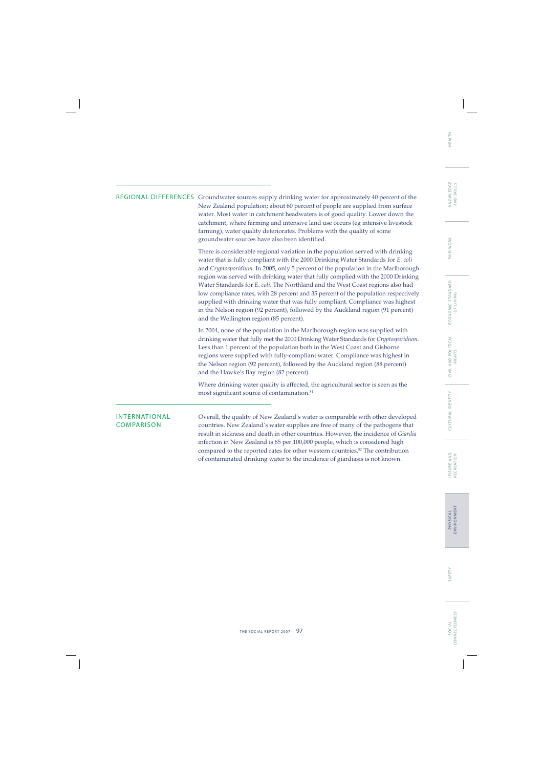## REGIONAL DIFFERENCES

Groundwater sources supply drinking water for approximately 40 percent of the New Zealand population; about 60 percent of people are supplied from surface water. Most water in catchment headwaters is of good quality. Lower down the catchment, where farming and intensive land use occurs (eg intensive livestock farming), water quality deteriorates. Problems with the quality of some groundwater sources have also been identified.

There is considerable regional variation in the population served with drinking water that is fully compliant with the 2000 Drinking Water Standards for *E. coli* and *Cryptosporidium*. In 2005, only 5 percent of the population in the Marlborough region was served with drinking water that fully complied with the 2000 Drinking Water Standards for *E. coli*. The Northland and the West Coast regions also had low compliance rates, with 28 percent and 35 percent of the population respectively supplied with drinking water that was fully compliant. Compliance was highest in the Nelson region (92 percent), followed by the Auckland region (91 percent) and the Wellington region (85 percent).

In 2004, none of the population in the Marlborough region was supplied with drinking water that fully met the 2000 Drinking Water Standards for *Cryptosporidium*. Less than 1 percent of the population both in the West Coast and Gisborne regions were supplied with fully-compliant water. Compliance was highest in the Nelson region (92 percent), followed by the Auckland region (88 percent) and the Hawke's Bay region (82 percent).

Where drinking water quality is affected, the agricultural sector is seen as the most significant source of contamination.[81]

## INTERNATIONAL COMPARISON

Overall, the quality of New Zealand's water is comparable with other developed countries. New Zealand's water supplies are free of many of the pathogens that result in sickness and death in other countries. However, the incidence of *Giardia* infection in New Zealand is 85 per 100,000 people, which is considered high compared to the reported rates for other western countries.[82] The contribution of contaminated drinking water to the incidence of giardiasis is not known.